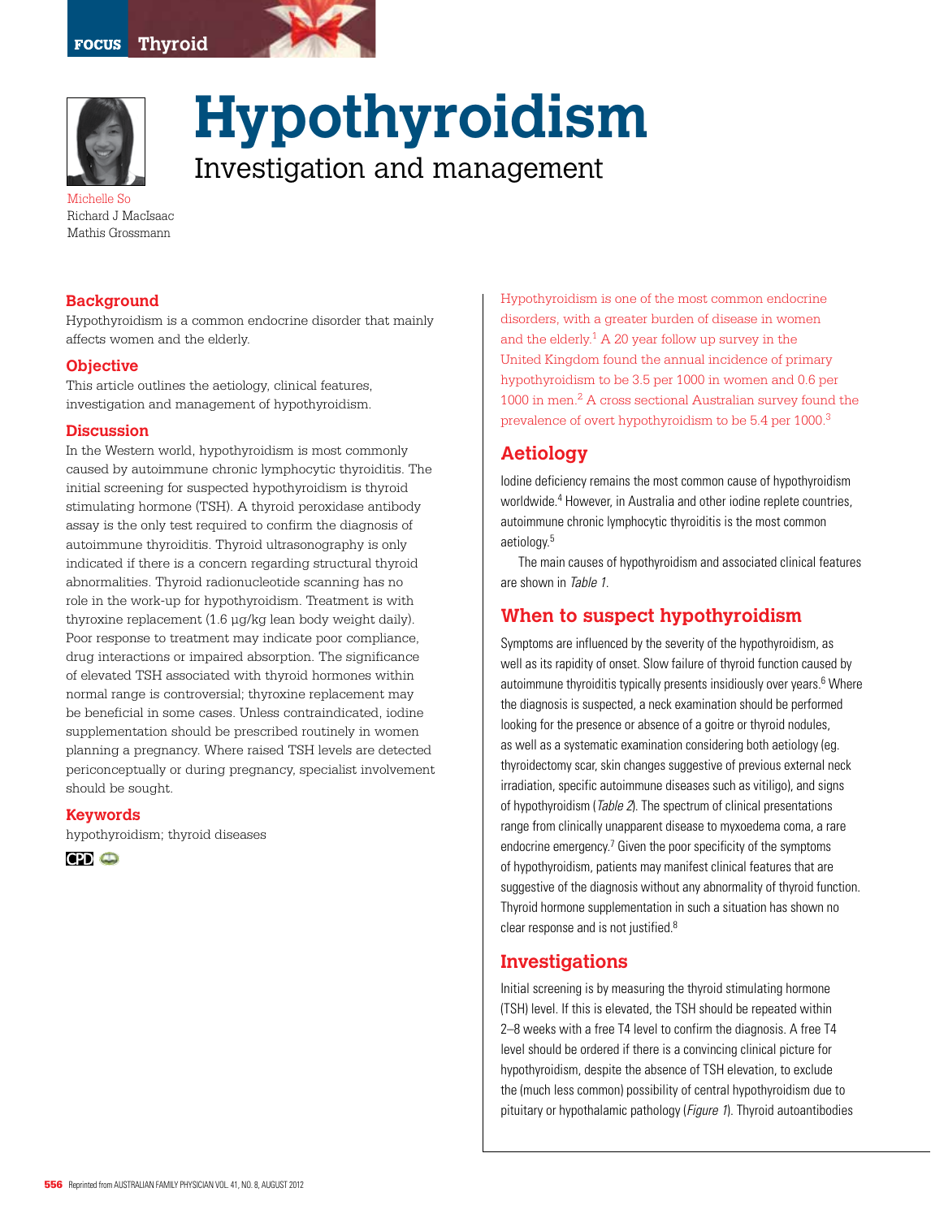# Hypothyroidism

## Investigation and management

Michelle So
Richard J MacIsaac
Mathis Grossmann

### Background

Hypothyroidism is a common endocrine disorder that mainly affects women and the elderly.

### Objective

This article outlines the aetiology, clinical features, investigation and management of hypothyroidism.

### Discussion

In the Western world, hypothyroidism is most commonly caused by autoimmune chronic lymphocytic thyroiditis. The initial screening for suspected hypothyroidism is thyroid stimulating hormone (TSH). A thyroid peroxidase antibody assay is the only test required to confirm the diagnosis of autoimmune thyroiditis. Thyroid ultrasonography is only indicated if there is a concern regarding structural thyroid abnormalities. Thyroid radionucleotide scanning has no role in the work-up for hypothyroidism. Treatment is with thyroxine replacement (1.6 µg/kg lean body weight daily). Poor response to treatment may indicate poor compliance, drug interactions or impaired absorption. The significance of elevated TSH associated with thyroid hormones within normal range is controversial; thyroxine replacement may be beneficial in some cases. Unless contraindicated, iodine supplementation should be prescribed routinely in women planning a pregnancy. Where raised TSH levels are detected periconceptually or during pregnancy, specialist involvement should be sought.

### Keywords

hypothyroidism; thyroid diseases

Hypothyroidism is one of the most common endocrine disorders, with a greater burden of disease in women and the elderly.[1] A 20 year follow up survey in the United Kingdom found the annual incidence of primary hypothyroidism to be 3.5 per 1000 in women and 0.6 per 1000 in men.[2] A cross sectional Australian survey found the prevalence of overt hypothyroidism to be 5.4 per 1000.[3]

## Aetiology

Iodine deficiency remains the most common cause of hypothyroidism worldwide.[4] However, in Australia and other iodine replete countries, autoimmune chronic lymphocytic thyroiditis is the most common aetiology.[5]

The main causes of hypothyroidism and associated clinical features are shown in *Table 1*.

## When to suspect hypothyroidism

Symptoms are influenced by the severity of the hypothyroidism, as well as its rapidity of onset. Slow failure of thyroid function caused by autoimmune thyroiditis typically presents insidiously over years.[6] Where the diagnosis is suspected, a neck examination should be performed looking for the presence or absence of a goitre or thyroid nodules, as well as a systematic examination considering both aetiology (eg. thyroidectomy scar, skin changes suggestive of previous external neck irradiation, specific autoimmune diseases such as vitiligo), and signs of hypothyroidism (*Table 2*). The spectrum of clinical presentations range from clinically unapparent disease to myxoedema coma, a rare endocrine emergency.[7] Given the poor specificity of the symptoms of hypothyroidism, patients may manifest clinical features that are suggestive of the diagnosis without any abnormality of thyroid function. Thyroid hormone supplementation in such a situation has shown no clear response and is not justified.[8]

## Investigations

Initial screening is by measuring the thyroid stimulating hormone (TSH) level. If this is elevated, the TSH should be repeated within 2–8 weeks with a free T4 level to confirm the diagnosis. A free T4 level should be ordered if there is a convincing clinical picture for hypothyroidism, despite the absence of TSH elevation, to exclude the (much less common) possibility of central hypothyroidism due to pituitary or hypothalamic pathology (*Figure 1*). Thyroid autoantibodies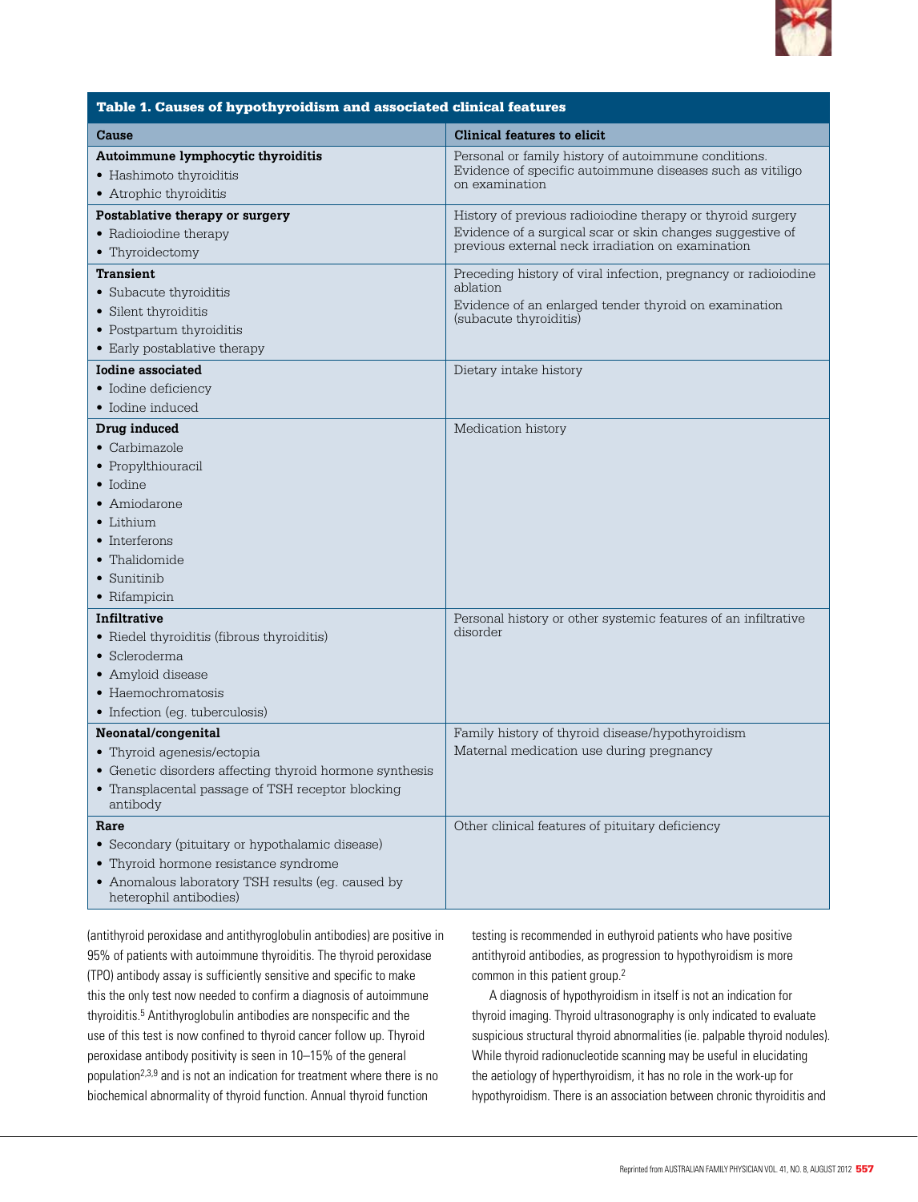**Table 1. Causes of hypothyroidism and associated clinical features**

| Cause | Clinical features to elicit |
|---|---|
| **Autoimmune lymphocytic thyroiditis**<br>• Hashimoto thyroiditis<br>• Atrophic thyroiditis | Personal or family history of autoimmune conditions. Evidence of specific autoimmune diseases such as vitiligo on examination |
| **Postablative therapy or surgery**<br>• Radioiodine therapy<br>• Thyroidectomy | History of previous radioiodine therapy or thyroid surgery<br>Evidence of a surgical scar or skin changes suggestive of previous external neck irradiation on examination |
| **Transient**<br>• Subacute thyroiditis<br>• Silent thyroiditis<br>• Postpartum thyroiditis<br>• Early postablative therapy | Preceding history of viral infection, pregnancy or radioiodine ablation<br>Evidence of an enlarged tender thyroid on examination (subacute thyroiditis) |
| **Iodine associated**<br>• Iodine deficiency<br>• Iodine induced | Dietary intake history |
| **Drug induced**<br>• Carbimazole<br>• Propylthiouracil<br>• Iodine<br>• Amiodarone<br>• Lithium<br>• Interferons<br>• Thalidomide<br>• Sunitinib<br>• Rifampicin | Medication history |
| **Infiltrative**<br>• Riedel thyroiditis (fibrous thyroiditis)<br>• Scleroderma<br>• Amyloid disease<br>• Haemochromatosis<br>• Infection (eg. tuberculosis) | Personal history or other systemic features of an infiltrative disorder |
| **Neonatal/congenital**<br>• Thyroid agenesis/ectopia<br>• Genetic disorders affecting thyroid hormone synthesis<br>• Transplacental passage of TSH receptor blocking antibody | Family history of thyroid disease/hypothyroidism<br>Maternal medication use during pregnancy |
| **Rare**<br>• Secondary (pituitary or hypothalamic disease)<br>• Thyroid hormone resistance syndrome<br>• Anomalous laboratory TSH results (eg. caused by heterophil antibodies) | Other clinical features of pituitary deficiency |

(antithyroid peroxidase and antithyroglobulin antibodies) are positive in 95% of patients with autoimmune thyroiditis. The thyroid peroxidase (TPO) antibody assay is sufficiently sensitive and specific to make this the only test now needed to confirm a diagnosis of autoimmune thyroiditis.[5] Antithyroglobulin antibodies are nonspecific and the use of this test is now confined to thyroid cancer follow up. Thyroid peroxidase antibody positivity is seen in 10–15% of the general population[2,3,9] and is not an indication for treatment where there is no biochemical abnormality of thyroid function. Annual thyroid function testing is recommended in euthyroid patients who have positive antithyroid antibodies, as progression to hypothyroidism is more common in this patient group.[2]

A diagnosis of hypothyroidism in itself is not an indication for thyroid imaging. Thyroid ultrasonography is only indicated to evaluate suspicious structural thyroid abnormalities (ie. palpable thyroid nodules). While thyroid radionucleotide scanning may be useful in elucidating the aetiology of hyperthyroidism, it has no role in the work-up for hypothyroidism. There is an association between chronic thyroiditis and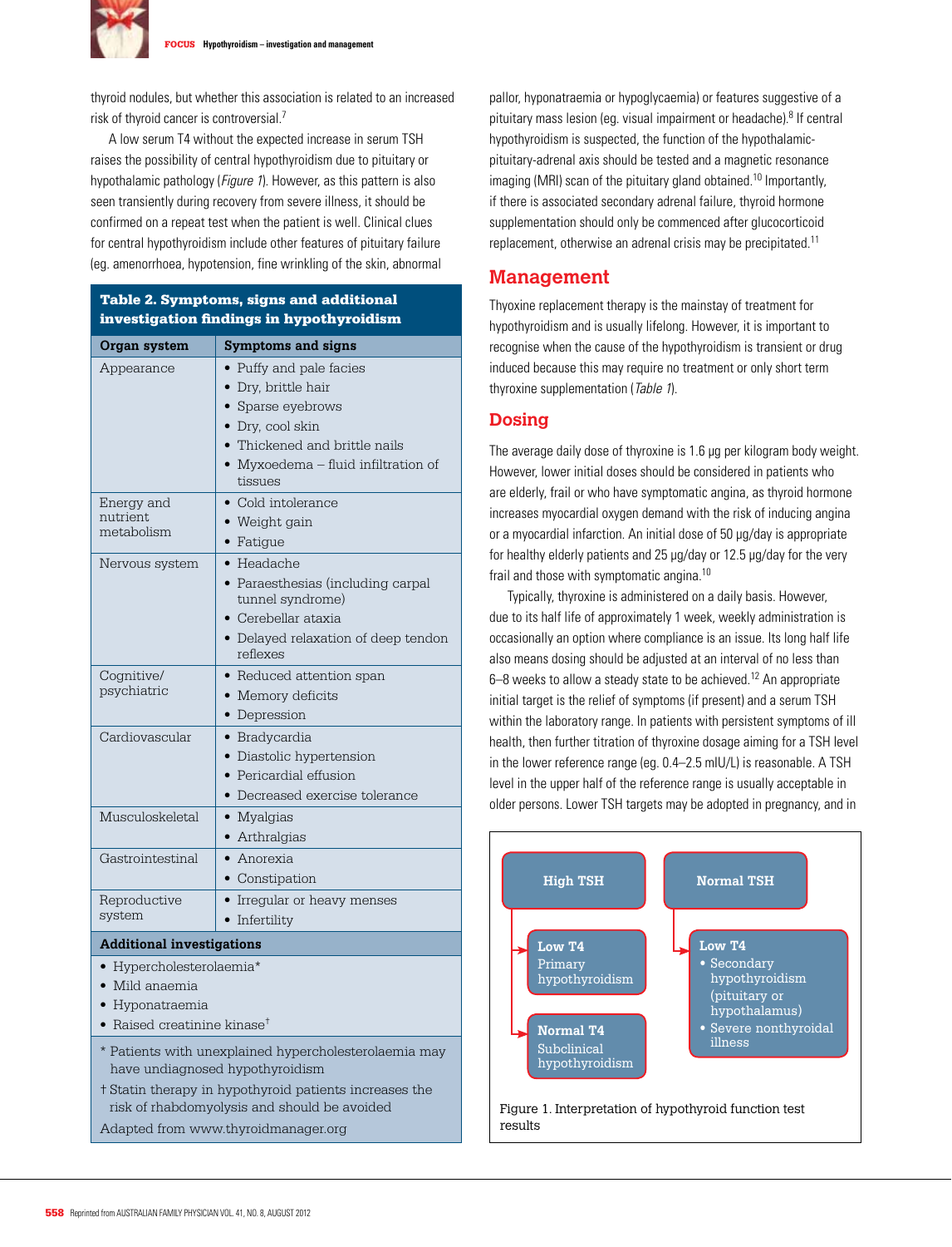thyroid nodules, but whether this association is related to an increased risk of thyroid cancer is controversial.[7]

A low serum T4 without the expected increase in serum TSH raises the possibility of central hypothyroidism due to pituitary or hypothalamic pathology (*Figure 1*). However, as this pattern is also seen transiently during recovery from severe illness, it should be confirmed on a repeat test when the patient is well. Clinical clues for central hypothyroidism include other features of pituitary failure (eg. amenorrhoea, hypotension, fine wrinkling of the skin, abnormal pallor, hyponatraemia or hypoglycaemia) or features suggestive of a pituitary mass lesion (eg. visual impairment or headache).[8] If central hypothyroidism is suspected, the function of the hypothalamic-pituitary-adrenal axis should be tested and a magnetic resonance imaging (MRI) scan of the pituitary gland obtained.[10] Importantly, if there is associated secondary adrenal failure, thyroid hormone supplementation should only be commenced after glucocorticoid replacement, otherwise an adrenal crisis may be precipitated.[11]

**Table 2. Symptoms, signs and additional investigation findings in hypothyroidism**

| Organ system | Symptoms and signs |
|---|---|
| Appearance | • Puffy and pale facies<br>• Dry, brittle hair<br>• Sparse eyebrows<br>• Dry, cool skin<br>• Thickened and brittle nails<br>• Myxoedema – fluid infiltration of tissues |
| Energy and nutrient metabolism | • Cold intolerance<br>• Weight gain<br>• Fatigue |
| Nervous system | • Headache<br>• Paraesthesias (including carpal tunnel syndrome)<br>• Cerebellar ataxia<br>• Delayed relaxation of deep tendon reflexes |
| Cognitive/ psychiatric | • Reduced attention span<br>• Memory deficits<br>• Depression |
| Cardiovascular | • Bradycardia<br>• Diastolic hypertension<br>• Pericardial effusion<br>• Decreased exercise tolerance |
| Musculoskeletal | • Myalgias<br>• Arthralgias |
| Gastrointestinal | • Anorexia<br>• Constipation |
| Reproductive system | • Irregular or heavy menses<br>• Infertility |
| **Additional investigations** | |
| • Hypercholesterolaemia*<br>• Mild anaemia<br>• Hyponatraemia<br>• Raised creatinine kinase† | |

\* Patients with unexplained hypercholesterolaemia may have undiagnosed hypothyroidism

† Statin therapy in hypothyroid patients increases the risk of rhabdomyolysis and should be avoided

Adapted from www.thyroidmanager.org

## Management

Thyoxine replacement therapy is the mainstay of treatment for hypothyroidism and is usually lifelong. However, it is important to recognise when the cause of the hypothyroidism is transient or drug induced because this may require no treatment or only short term thyroxine supplementation (*Table 1*).

## Dosing

The average daily dose of thyroxine is 1.6 μg per kilogram body weight. However, lower initial doses should be considered in patients who are elderly, frail or who have symptomatic angina, as thyroid hormone increases myocardial oxygen demand with the risk of inducing angina or a myocardial infarction. An initial dose of 50 μg/day is appropriate for healthy elderly patients and 25 μg/day or 12.5 μg/day for the very frail and those with symptomatic angina.[10]

Typically, thyroxine is administered on a daily basis. However, due to its half life of approximately 1 week, weekly administration is occasionally an option where compliance is an issue. Its long half life also means dosing should be adjusted at an interval of no less than 6–8 weeks to allow a steady state to be achieved.[12] An appropriate initial target is the relief of symptoms (if present) and a serum TSH within the laboratory range. In patients with persistent symptoms of ill health, then further titration of thyroxine dosage aiming for a TSH level in the lower reference range (eg. 0.4–2.5 mIU/L) is reasonable. A TSH level in the upper half of the reference range is usually acceptable in older persons. Lower TSH targets may be adopted in pregnancy, and in

**High TSH**
- **Low T4** – Primary hypothyroidism
- **Normal T4** – Subclinical hypothyroidism

**Normal TSH**
- **Low T4**
  - Secondary hypothyroidism (pituitary or hypothalamus)
  - Severe nonthyroidal illness

Figure 1. Interpretation of hypothyroid function test results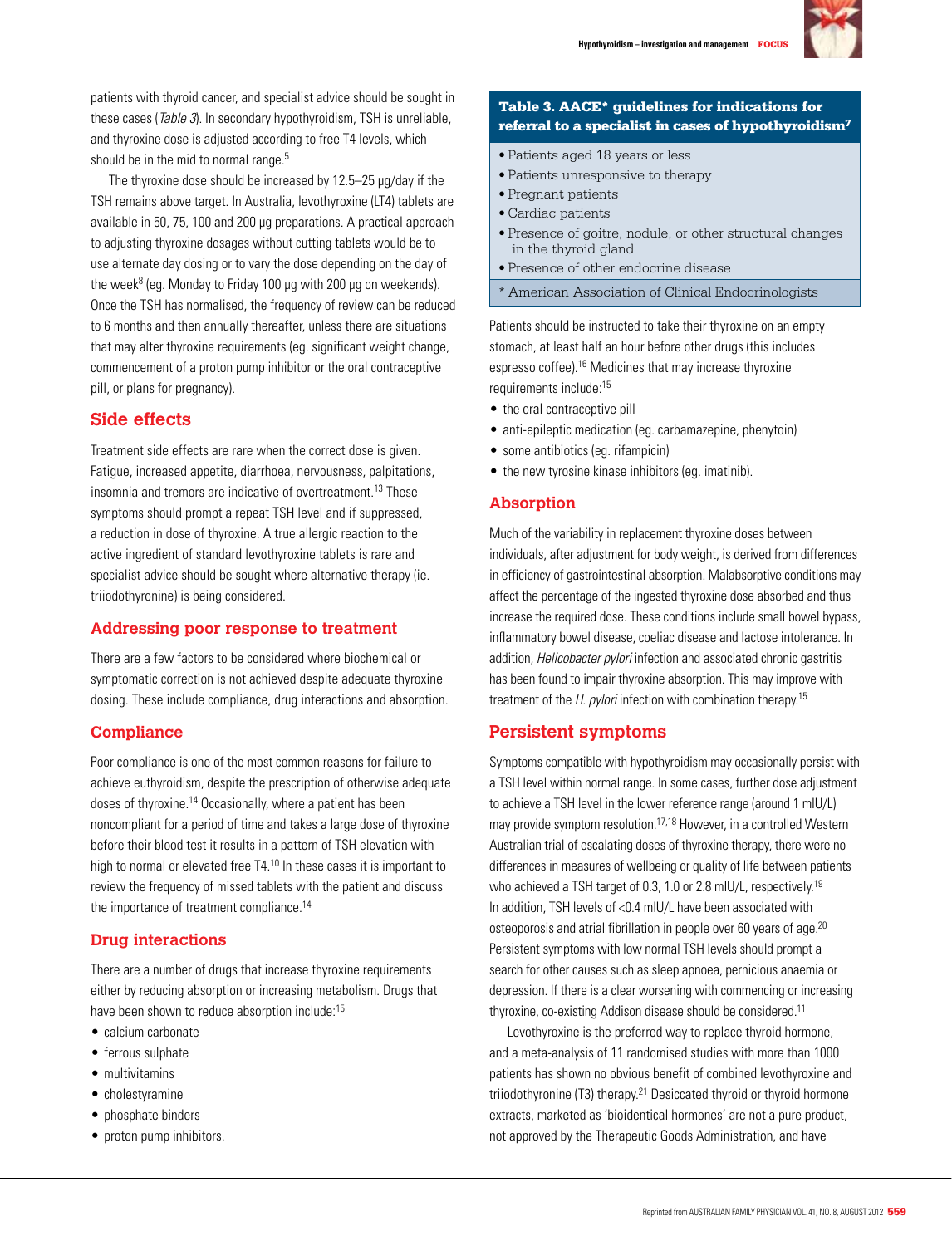patients with thyroid cancer, and specialist advice should be sought in these cases (*Table 3*). In secondary hypothyroidism, TSH is unreliable, and thyroxine dose is adjusted according to free T4 levels, which should be in the mid to normal range.[5]

The thyroxine dose should be increased by 12.5–25 μg/day if the TSH remains above target. In Australia, levothyroxine (LT4) tablets are available in 50, 75, 100 and 200 μg preparations. A practical approach to adjusting thyroxine dosages without cutting tablets would be to use alternate day dosing or to vary the dose depending on the day of the week[8] (eg. Monday to Friday 100 μg with 200 μg on weekends). Once the TSH has normalised, the frequency of review can be reduced to 6 months and then annually thereafter, unless there are situations that may alter thyroxine requirements (eg. significant weight change, commencement of a proton pump inhibitor or the oral contraceptive pill, or plans for pregnancy).

## Side effects

Treatment side effects are rare when the correct dose is given. Fatigue, increased appetite, diarrhoea, nervousness, palpitations, insomnia and tremors are indicative of overtreatment.[13] These symptoms should prompt a repeat TSH level and if suppressed, a reduction in dose of thyroxine. A true allergic reaction to the active ingredient of standard levothyroxine tablets is rare and specialist advice should be sought where alternative therapy (ie. triiodothyronine) is being considered.

## Addressing poor response to treatment

There are a few factors to be considered where biochemical or symptomatic correction is not achieved despite adequate thyroxine dosing. These include compliance, drug interactions and absorption.

### Compliance

Poor compliance is one of the most common reasons for failure to achieve euthyroidism, despite the prescription of otherwise adequate doses of thyroxine.[14] Occasionally, where a patient has been noncompliant for a period of time and takes a large dose of thyroxine before their blood test it results in a pattern of TSH elevation with high to normal or elevated free T4.[10] In these cases it is important to review the frequency of missed tablets with the patient and discuss the importance of treatment compliance.[14]

### Drug interactions

There are a number of drugs that increase thyroxine requirements either by reducing absorption or increasing metabolism. Drugs that have been shown to reduce absorption include:[15]

- calcium carbonate
- ferrous sulphate
- multivitamins
- cholestyramine
- phosphate binders
- proton pump inhibitors.

**Table 3. AACE\* guidelines for indications for referral to a specialist in cases of hypothyroidism[7]**

- Patients aged 18 years or less
- Patients unresponsive to therapy
- Pregnant patients
- Cardiac patients
- Presence of goitre, nodule, or other structural changes in the thyroid gland
- Presence of other endocrine disease

\* American Association of Clinical Endocrinologists

Patients should be instructed to take their thyroxine on an empty stomach, at least half an hour before other drugs (this includes espresso coffee).[16] Medicines that may increase thyroxine requirements include:[15]

- the oral contraceptive pill
- anti-epileptic medication (eg. carbamazepine, phenytoin)
- some antibiotics (eg. rifampicin)
- the new tyrosine kinase inhibitors (eg. imatinib).

### Absorption

Much of the variability in replacement thyroxine doses between individuals, after adjustment for body weight, is derived from differences in efficiency of gastrointestinal absorption. Malabsorptive conditions may affect the percentage of the ingested thyroxine dose absorbed and thus increase the required dose. These conditions include small bowel bypass, inflammatory bowel disease, coeliac disease and lactose intolerance. In addition, *Helicobacter pylori* infection and associated chronic gastritis has been found to impair thyroxine absorption. This may improve with treatment of the *H. pylori* infection with combination therapy.[15]

## Persistent symptoms

Symptoms compatible with hypothyroidism may occasionally persist with a TSH level within normal range. In some cases, further dose adjustment to achieve a TSH level in the lower reference range (around 1 mIU/L) may provide symptom resolution.[17,18] However, in a controlled Western Australian trial of escalating doses of thyroxine therapy, there were no differences in measures of wellbeing or quality of life between patients who achieved a TSH target of 0.3, 1.0 or 2.8 mIU/L, respectively.[19] In addition, TSH levels of <0.4 mIU/L have been associated with osteoporosis and atrial fibrillation in people over 60 years of age.[20] Persistent symptoms with low normal TSH levels should prompt a search for other causes such as sleep apnoea, pernicious anaemia or depression. If there is a clear worsening with commencing or increasing thyroxine, co-existing Addison disease should be considered.[11]

Levothyroxine is the preferred way to replace thyroid hormone, and a meta-analysis of 11 randomised studies with more than 1000 patients has shown no obvious benefit of combined levothyroxine and triiodothyronine (T3) therapy.[21] Desiccated thyroid or thyroid hormone extracts, marketed as 'bioidentical hormones' are not a pure product, not approved by the Therapeutic Goods Administration, and have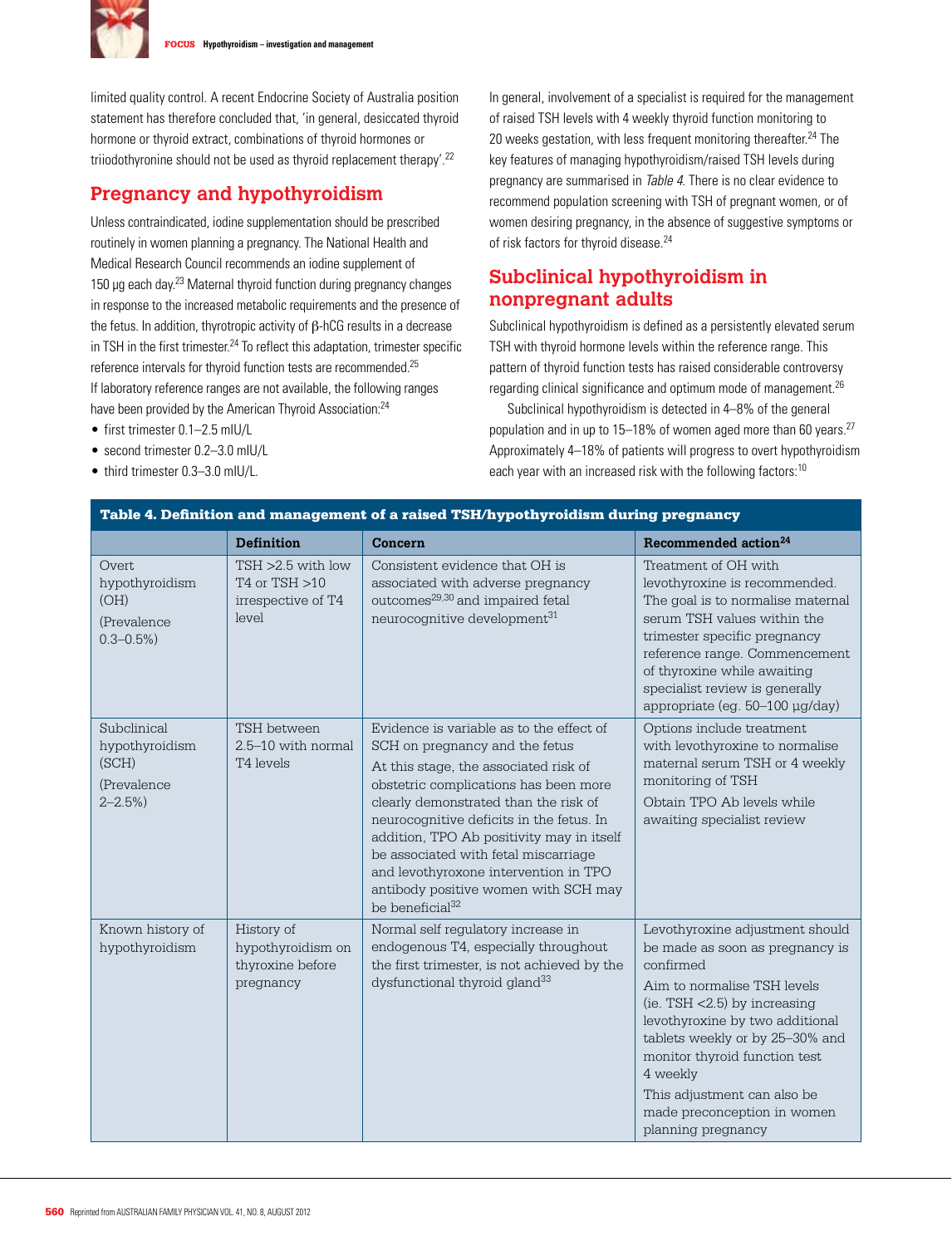limited quality control. A recent Endocrine Society of Australia position statement has therefore concluded that, 'in general, desiccated thyroid hormone or thyroid extract, combinations of thyroid hormones or triiodothyronine should not be used as thyroid replacement therapy'.[22]

## Pregnancy and hypothyroidism

Unless contraindicated, iodine supplementation should be prescribed routinely in women planning a pregnancy. The National Health and Medical Research Council recommends an iodine supplement of 150 μg each day.[23] Maternal thyroid function during pregnancy changes in response to the increased metabolic requirements and the presence of the fetus. In addition, thyrotropic activity of β-hCG results in a decrease in TSH in the first trimester.[24] To reflect this adaptation, trimester specific reference intervals for thyroid function tests are recommended.[25] If laboratory reference ranges are not available, the following ranges have been provided by the American Thyroid Association:[24]

- first trimester 0.1–2.5 mIU/L
- second trimester 0.2–3.0 mIU/L
- third trimester 0.3–3.0 mIU/L.

In general, involvement of a specialist is required for the management of raised TSH levels with 4 weekly thyroid function monitoring to 20 weeks gestation, with less frequent monitoring thereafter.[24] The key features of managing hypothyroidism/raised TSH levels during pregnancy are summarised in *Table 4*. There is no clear evidence to recommend population screening with TSH of pregnant women, or of women desiring pregnancy, in the absence of suggestive symptoms or of risk factors for thyroid disease.[24]

## Subclinical hypothyroidism in nonpregnant adults

Subclinical hypothyroidism is defined as a persistently elevated serum TSH with thyroid hormone levels within the reference range. This pattern of thyroid function tests has raised considerable controversy regarding clinical significance and optimum mode of management.[26]

Subclinical hypothyroidism is detected in 4–8% of the general population and in up to 15–18% of women aged more than 60 years.[27] Approximately 4–18% of patients will progress to overt hypothyroidism each year with an increased risk with the following factors:[10]

**Table 4. Definition and management of a raised TSH/hypothyroidism during pregnancy**

| | Definition | Concern | Recommended action[24] |
|---|---|---|---|
| Overt hypothyroidism (OH) (Prevalence 0.3–0.5%) | TSH >2.5 with low T4 or TSH >10 irrespective of T4 level | Consistent evidence that OH is associated with adverse pregnancy outcomes[29,30] and impaired fetal neurocognitive development[31] | Treatment of OH with levothyroxine is recommended. The goal is to normalise maternal serum TSH values within the trimester specific pregnancy reference range. Commencement of thyroxine while awaiting specialist review is generally appropriate (eg. 50–100 μg/day) |
| Subclinical hypothyroidism (SCH) (Prevalence 2–2.5%) | TSH between 2.5–10 with normal T4 levels | Evidence is variable as to the effect of SCH on pregnancy and the fetus<br>At this stage, the associated risk of obstetric complications has been more clearly demonstrated than the risk of neurocognitive deficits in the fetus. In addition, TPO Ab positivity may in itself be associated with fetal miscarriage and levothyroxone intervention in TPO antibody positive women with SCH may be beneficial[32] | Options include treatment with levothyroxine to normalise maternal serum TSH or 4 weekly monitoring of TSH<br>Obtain TPO Ab levels while awaiting specialist review |
| Known history of hypothyroidism | History of hypothyroidism on thyroxine before pregnancy | Normal self regulatory increase in endogenous T4, especially throughout the first trimester, is not achieved by the dysfunctional thyroid gland[33] | Levothyroxine adjustment should be made as soon as pregnancy is confirmed<br>Aim to normalise TSH levels (ie. TSH <2.5) by increasing levothyroxine by two additional tablets weekly or by 25–30% and monitor thyroid function test 4 weekly<br>This adjustment can also be made preconception in women planning pregnancy |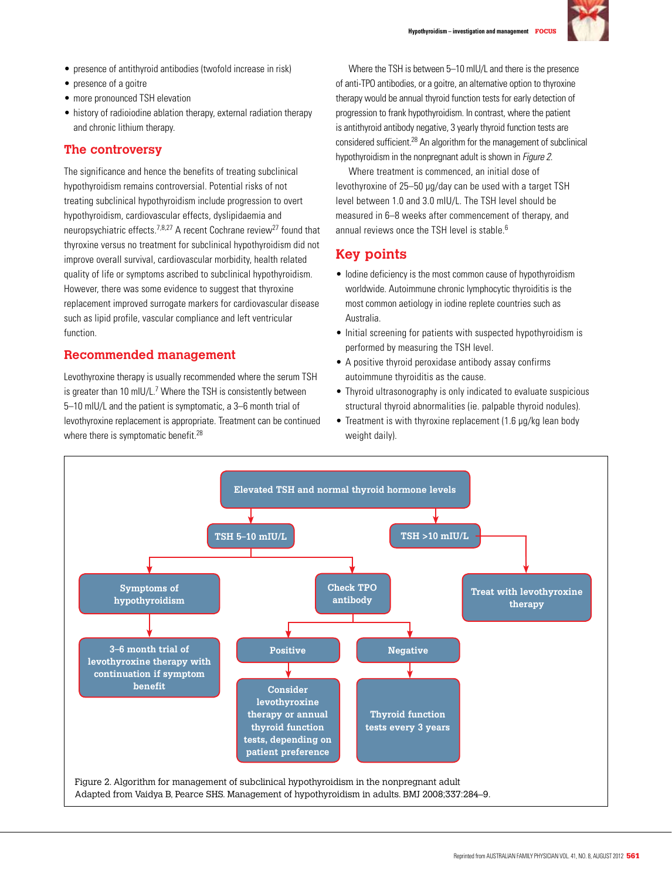- presence of antithyroid antibodies (twofold increase in risk)
- presence of a goitre
- more pronounced TSH elevation
- history of radioiodine ablation therapy, external radiation therapy and chronic lithium therapy.

## The controversy

The significance and hence the benefits of treating subclinical hypothyroidism remains controversial. Potential risks of not treating subclinical hypothyroidism include progression to overt hypothyroidism, cardiovascular effects, dyslipidaemia and neuropsychiatric effects.[7,8,27] A recent Cochrane review[27] found that thyroxine versus no treatment for subclinical hypothyroidism did not improve overall survival, cardiovascular morbidity, health related quality of life or symptoms ascribed to subclinical hypothyroidism. However, there was some evidence to suggest that thyroxine replacement improved surrogate markers for cardiovascular disease such as lipid profile, vascular compliance and left ventricular function.

## Recommended management

Levothyroxine therapy is usually recommended where the serum TSH is greater than 10 mIU/L.[7] Where the TSH is consistently between 5–10 mIU/L and the patient is symptomatic, a 3–6 month trial of levothyroxine replacement is appropriate. Treatment can be continued where there is symptomatic benefit.[28]

Where the TSH is between 5–10 mIU/L and there is the presence of anti-TPO antibodies, or a goitre, an alternative option to thyroxine therapy would be annual thyroid function tests for early detection of progression to frank hypothyroidism. In contrast, where the patient is antithyroid antibody negative, 3 yearly thyroid function tests are considered sufficient.[28] An algorithm for the management of subclinical hypothyroidism in the nonpregnant adult is shown in *Figure 2*.

Where treatment is commenced, an initial dose of levothyroxine of 25–50 µg/day can be used with a target TSH level between 1.0 and 3.0 mIU/L. The TSH level should be measured in 6–8 weeks after commencement of therapy, and annual reviews once the TSH level is stable.[6]

## Key points

- Iodine deficiency is the most common cause of hypothyroidism worldwide. Autoimmune chronic lymphocytic thyroiditis is the most common aetiology in iodine replete countries such as Australia.
- Initial screening for patients with suspected hypothyroidism is performed by measuring the TSH level.
- A positive thyroid peroxidase antibody assay confirms autoimmune thyroiditis as the cause.
- Thyroid ultrasonography is only indicated to evaluate suspicious structural thyroid abnormalities (ie. palpable thyroid nodules).
- Treatment is with thyroxine replacement (1.6 µg/kg lean body weight daily).

Elevated TSH and normal thyroid hormone levels
- TSH 5–10 mIU/L
  - Symptoms of hypothyroidism → 3–6 month trial of levothyroxine therapy with continuation if symptom benefit
  - Check TPO antibody
    - Positive → Consider levothyroxine therapy or annual thyroid function tests, depending on patient preference
    - Negative → Thyroid function tests every 3 years
- TSH >10 mIU/L → Treat with levothyroxine therapy

Figure 2. Algorithm for management of subclinical hypothyroidism in the nonpregnant adult
Adapted from Vaidya B, Pearce SHS. Management of hypothyroidism in adults. BMJ 2008;337:284–9.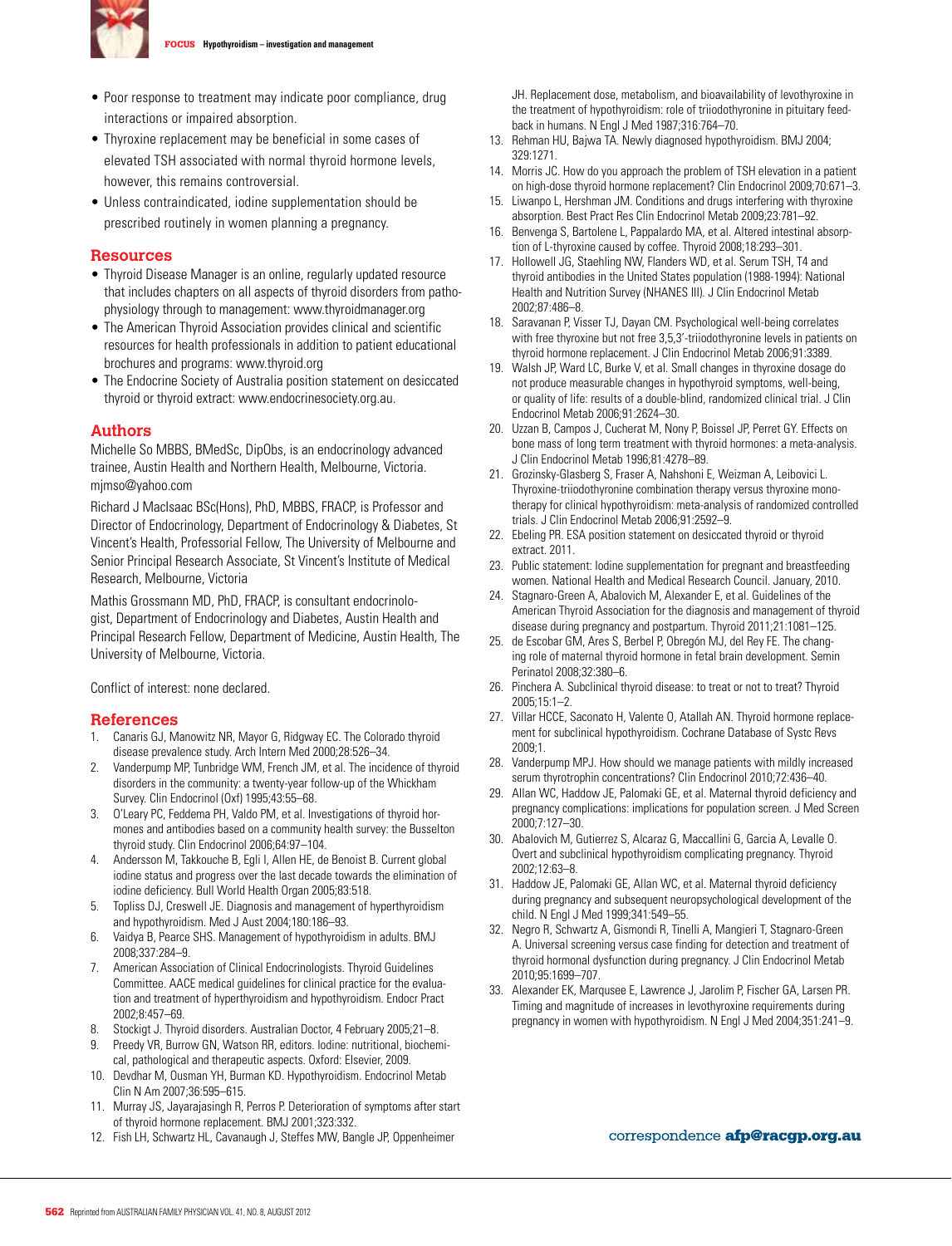- Poor response to treatment may indicate poor compliance, drug interactions or impaired absorption.
- Thyroxine replacement may be beneficial in some cases of elevated TSH associated with normal thyroid hormone levels, however, this remains controversial.
- Unless contraindicated, iodine supplementation should be prescribed routinely in women planning a pregnancy.

## Resources

- Thyroid Disease Manager is an online, regularly updated resource that includes chapters on all aspects of thyroid disorders from pathophysiology through to management: www.thyroidmanager.org
- The American Thyroid Association provides clinical and scientific resources for health professionals in addition to patient educational brochures and programs: www.thyroid.org
- The Endocrine Society of Australia position statement on desiccated thyroid or thyroid extract: www.endocrinesociety.org.au.

## Authors

Michelle So MBBS, BMedSc, DipObs, is an endocrinology advanced trainee, Austin Health and Northern Health, Melbourne, Victoria. mjmso@yahoo.com

Richard J MacIsaac BSc(Hons), PhD, MBBS, FRACP, is Professor and Director of Endocrinology, Department of Endocrinology & Diabetes, St Vincent's Health, Professorial Fellow, The University of Melbourne and Senior Principal Research Associate, St Vincent's Institute of Medical Research, Melbourne, Victoria

Mathis Grossmann MD, PhD, FRACP, is consultant endocrinologist, Department of Endocrinology and Diabetes, Austin Health and Principal Research Fellow, Department of Medicine, Austin Health, The University of Melbourne, Victoria.

Conflict of interest: none declared.

## References

1. Canaris GJ, Manowitz NR, Mayor G, Ridgway EC. The Colorado thyroid disease prevalence study. Arch Intern Med 2000;28:526–34.
2. Vanderpump MP, Tunbridge WM, French JM, et al. The incidence of thyroid disorders in the community: a twenty-year follow-up of the Whickham Survey. Clin Endocrinol (Oxf) 1995;43:55–68.
3. O'Leary PC, Feddema PH, Valdo PM, et al. Investigations of thyroid hormones and antibodies based on a community health survey: the Busselton thyroid study. Clin Endocrinol 2006;64:97–104.
4. Andersson M, Takkouche B, Egli I, Allen HE, de Benoist B. Current global iodine status and progress over the last decade towards the elimination of iodine deficiency. Bull World Health Organ 2005;83:518.
5. Topliss DJ, Creswell JE. Diagnosis and management of hyperthyroidism and hypothyroidism. Med J Aust 2004;180:186–93.
6. Vaidya B, Pearce SHS. Management of hypothyroidism in adults. BMJ 2008;337:284–9.
7. American Association of Clinical Endocrinologists. Thyroid Guidelines Committee. AACE medical guidelines for clinical practice for the evaluation and treatment of hyperthyroidism and hypothyroidism. Endocr Pract 2002;8:457–69.
8. Stockigt J. Thyroid disorders. Australian Doctor, 4 February 2005;21–8.
9. Preedy VR, Burrow GN, Watson RR, editors. Iodine: nutritional, biochemical, pathological and therapeutic aspects. Oxford: Elsevier, 2009.
10. Devdhar M, Ousman YH, Burman KD. Hypothyroidism. Endocrinol Metab Clin N Am 2007;36:595–615.
11. Murray JS, Jayarajasingh R, Perros P. Deterioration of symptoms after start of thyroid hormone replacement. BMJ 2001;323:332.
12. Fish LH, Schwartz HL, Cavanaugh J, Steffes MW, Bangle JP, Oppenheimer JH. Replacement dose, metabolism, and bioavailability of levothyroxine in the treatment of hypothyroidism: role of triiodothyronine in pituitary feedback in humans. N Engl J Med 1987;316:764–70.
13. Rehman HU, Bajwa TA. Newly diagnosed hypothyroidism. BMJ 2004;329:1271.
14. Morris JC. How do you approach the problem of TSH elevation in a patient on high-dose thyroid hormone replacement? Clin Endocrinol 2009;70:671–3.
15. Liwanpo L, Hershman JM. Conditions and drugs interfering with thyroxine absorption. Best Pract Res Clin Endocrinol Metab 2009;23:781–92.
16. Benvenga S, Bartolene L, Pappalardo MA, et al. Altered intestinal absorption of L-thyroxine caused by coffee. Thyroid 2008;18:293–301.
17. Hollowell JG, Staehling NW, Flanders WD, et al. Serum TSH, T4 and thyroid antibodies in the United States population (1988-1994): National Health and Nutrition Survey (NHANES III). J Clin Endocrinol Metab 2002;87:486–8.
18. Saravanan P, Visser TJ, Dayan CM. Psychological well-being correlates with free thyroxine but not free 3,5,3'-triiodothyronine levels in patients on thyroid hormone replacement. J Clin Endocrinol Metab 2006;91:3389.
19. Walsh JP, Ward LC, Burke V, et al. Small changes in thyroxine dosage do not produce measurable changes in hypothyroid symptoms, well-being, or quality of life: results of a double-blind, randomized clinical trial. J Clin Endocrinol Metab 2006;91:2624–30.
20. Uzzan B, Campos J, Cucherat M, Nony P, Boissel JP, Perret GY. Effects on bone mass of long term treatment with thyroid hormones: a meta-analysis. J Clin Endocrinol Metab 1996;81:4278–89.
21. Grozinsky-Glasberg S, Fraser A, Nahshoni E, Weizman A, Leibovici L. Thyroxine-triiodothyronine combination therapy versus thyroxine monotherapy for clinical hypothyroidism: meta-analysis of randomized controlled trials. J Clin Endocrinol Metab 2006;91:2592–9.
22. Ebeling PR. ESA position statement on desiccated thyroid or thyroid extract. 2011.
23. Public statement: Iodine supplementation for pregnant and breastfeeding women. National Health and Medical Research Council. January, 2010.
24. Stagnaro-Green A, Abalovich M, Alexander E, et al. Guidelines of the American Thyroid Association for the diagnosis and management of thyroid disease during pregnancy and postpartum. Thyroid 2011;21:1081–125.
25. de Escobar GM, Ares S, Berbel P, Obregón MJ, del Rey FE. The changing role of maternal thyroid hormone in fetal brain development. Semin Perinatol 2008;32:380–6.
26. Pinchera A. Subclinical thyroid disease: to treat or not to treat? Thyroid 2005;15:1–2.
27. Villar HCCE, Saconato H, Valente O, Atallah AN. Thyroid hormone replacement for subclinical hypothyroidism. Cochrane Database of Systc Revs 2009;1.
28. Vanderpump MPJ. How should we manage patients with mildly increased serum thyrotrophin concentrations? Clin Endocrinol 2010;72:436–40.
29. Allan WC, Haddow JE, Palomaki GE, et al. Maternal thyroid deficiency and pregnancy complications: implications for population screen. J Med Screen 2000;7:127–30.
30. Abalovich M, Gutierrez S, Alcaraz G, Maccallini G, Garcia A, Levalle O. Overt and subclinical hypothyroidism complicating pregnancy. Thyroid 2002;12:63–8.
31. Haddow JE, Palomaki GE, Allan WC, et al. Maternal thyroid deficiency during pregnancy and subsequent neuropsychological development of the child. N Engl J Med 1999;341:549–55.
32. Negro R, Schwartz A, Gismondi R, Tinelli A, Mangieri T, Stagnaro-Green A. Universal screening versus case finding for detection and treatment of thyroid hormonal dysfunction during pregnancy. J Clin Endocrinol Metab 2010;95:1699–707.
33. Alexander EK, Marqusee E, Lawrence J, Jarolim P, Fischer GA, Larsen PR. Timing and magnitude of increases in levothyroxine requirements during pregnancy in women with hypothyroidism. N Engl J Med 2004;351:241–9.

correspondence **afp@racgp.org.au**